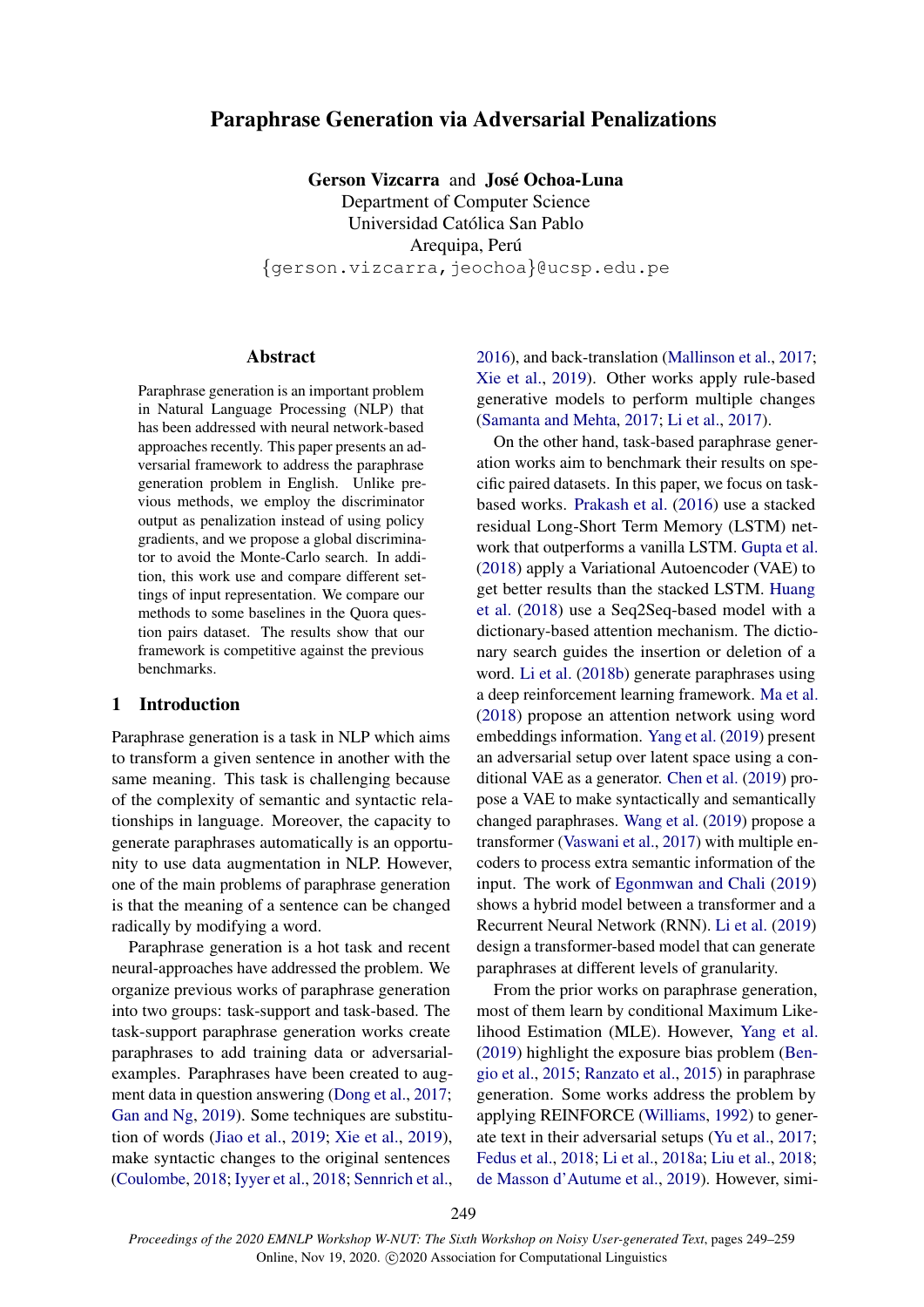# Paraphrase Generation via Adversarial Penalizations

**Gerson Vizcarra** and **José Ochoa-Luna**
Department of Computer Science
Universidad Católica San Pablo
Arequipa, Perú
{gerson.vizcarra,jeochoa}@ucsp.edu.pe

## Abstract

Paraphrase generation is an important problem in Natural Language Processing (NLP) that has been addressed with neural network-based approaches recently. This paper presents an adversarial framework to address the paraphrase generation problem in English. Unlike previous methods, we employ the discriminator output as penalization instead of using policy gradients, and we propose a global discriminator to avoid the Monte-Carlo search. In addition, this work use and compare different settings of input representation. We compare our methods to some baselines in the Quora question pairs dataset. The results show that our framework is competitive against the previous benchmarks.

## 1 Introduction

Paraphrase generation is a task in NLP which aims to transform a given sentence in another with the same meaning. This task is challenging because of the complexity of semantic and syntactic relationships in language. Moreover, the capacity to generate paraphrases automatically is an opportunity to use data augmentation in NLP. However, one of the main problems of paraphrase generation is that the meaning of a sentence can be changed radically by modifying a word.

Paraphrase generation is a hot task and recent neural-approaches have addressed the problem. We organize previous works of paraphrase generation into two groups: task-support and task-based. The task-support paraphrase generation works create paraphrases to add training data or adversarial-examples. Paraphrases have been created to augment data in question answering (Dong et al., 2017; Gan and Ng, 2019). Some techniques are substitution of words (Jiao et al., 2019; Xie et al., 2019), make syntactic changes to the original sentences (Coulombe, 2018; Iyyer et al., 2018; Sennrich et al., 2016), and back-translation (Mallinson et al., 2017; Xie et al., 2019). Other works apply rule-based generative models to perform multiple changes (Samanta and Mehta, 2017; Li et al., 2017).

On the other hand, task-based paraphrase generation works aim to benchmark their results on specific paired datasets. In this paper, we focus on task-based works. Prakash et al. (2016) use a stacked residual Long-Short Term Memory (LSTM) network that outperforms a vanilla LSTM. Gupta et al. (2018) apply a Variational Autoencoder (VAE) to get better results than the stacked LSTM. Huang et al. (2018) use a Seq2Seq-based model with a dictionary-based attention mechanism. The dictionary search guides the insertion or deletion of a word. Li et al. (2018b) generate paraphrases using a deep reinforcement learning framework. Ma et al. (2018) propose an attention network using word embeddings information. Yang et al. (2019) present an adversarial setup over latent space using a conditional VAE as a generator. Chen et al. (2019) propose a VAE to make syntactically and semantically changed paraphrases. Wang et al. (2019) propose a transformer (Vaswani et al., 2017) with multiple encoders to process extra semantic information of the input. The work of Egonmwan and Chali (2019) shows a hybrid model between a transformer and a Recurrent Neural Network (RNN). Li et al. (2019) design a transformer-based model that can generate paraphrases at different levels of granularity.

From the prior works on paraphrase generation, most of them learn by conditional Maximum Likelihood Estimation (MLE). However, Yang et al. (2019) highlight the exposure bias problem (Bengio et al., 2015; Ranzato et al., 2015) in paraphrase generation. Some works address the problem by applying REINFORCE (Williams, 1992) to generate text in their adversarial setups (Yu et al., 2017; Fedus et al., 2018; Li et al., 2018a; Liu et al., 2018; de Masson d'Autume et al., 2019). However, simi-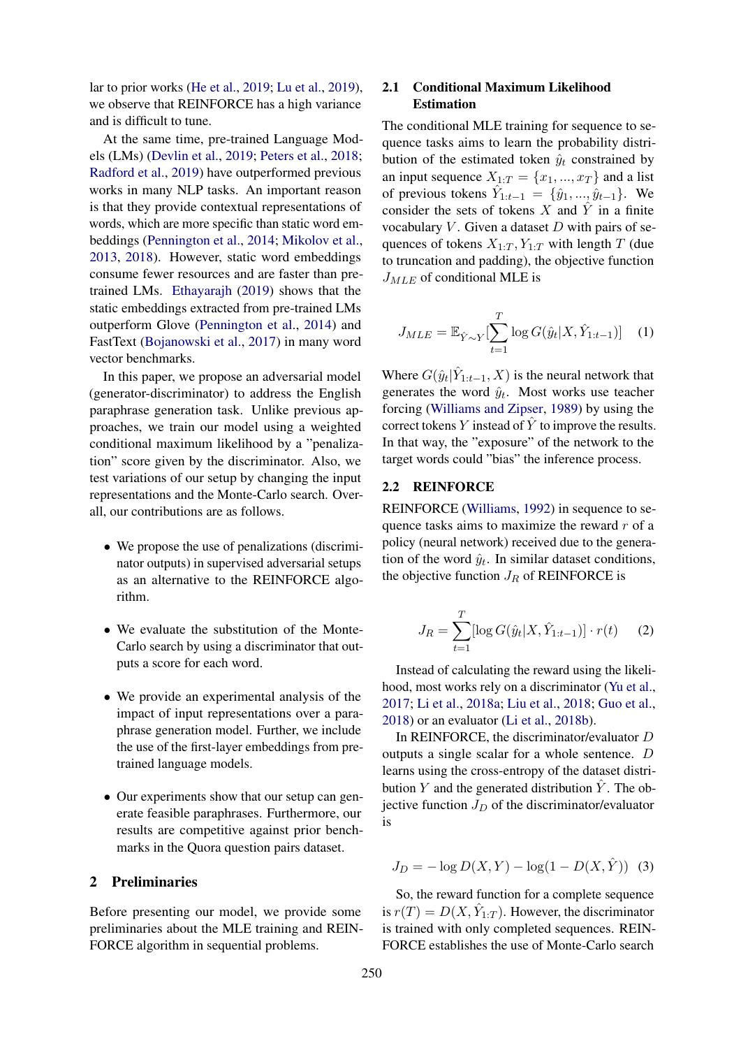lar to prior works (He et al., 2019; Lu et al., 2019), we observe that REINFORCE has a high variance and is difficult to tune.

At the same time, pre-trained Language Models (LMs) (Devlin et al., 2019; Peters et al., 2018; Radford et al., 2019) have outperformed previous works in many NLP tasks. An important reason is that they provide contextual representations of words, which are more specific than static word embeddings (Pennington et al., 2014; Mikolov et al., 2013, 2018). However, static word embeddings consume fewer resources and are faster than pre-trained LMs. Ethayarajh (2019) shows that the static embeddings extracted from pre-trained LMs outperform Glove (Pennington et al., 2014) and FastText (Bojanowski et al., 2017) in many word vector benchmarks.

In this paper, we propose an adversarial model (generator-discriminator) to address the English paraphrase generation task. Unlike previous approaches, we train our model using a weighted conditional maximum likelihood by a "penalization" score given by the discriminator. Also, we test variations of our setup by changing the input representations and the Monte-Carlo search. Overall, our contributions are as follows.

- We propose the use of penalizations (discriminator outputs) in supervised adversarial setups as an alternative to the REINFORCE algorithm.
- We evaluate the substitution of the Monte-Carlo search by using a discriminator that outputs a score for each word.
- We provide an experimental analysis of the impact of input representations over a paraphrase generation model. Further, we include the use of the first-layer embeddings from pre-trained language models.
- Our experiments show that our setup can generate feasible paraphrases. Furthermore, our results are competitive against prior benchmarks in the Quora question pairs dataset.

## 2 Preliminaries

Before presenting our model, we provide some preliminaries about the MLE training and REINFORCE algorithm in sequential problems.

### 2.1 Conditional Maximum Likelihood Estimation

The conditional MLE training for sequence to sequence tasks aims to learn the probability distribution of the estimated token $\hat{y}_t$ constrained by an input sequence $X_{1:T} = \{x_1, ..., x_T\}$ and a list of previous tokens $\hat{Y}_{1:t-1} = \{\hat{y}_1, ..., \hat{y}_{t-1}\}$. We consider the sets of tokens $X$ and $\hat{Y}$ in a finite vocabulary $V$. Given a dataset $D$ with pairs of sequences of tokens $X_{1:T}, Y_{1:T}$ with length $T$ (due to truncation and padding), the objective function $J_{MLE}$ of conditional MLE is

$$J_{MLE} = \mathbb{E}_{\hat{Y} \sim Y}[\sum_{t=1}^{T} \log G(\hat{y}_t | X, \hat{Y}_{1:t-1})] \quad (1)$$

Where $G(\hat{y}_t|\hat{Y}_{1:t-1}, X)$ is the neural network that generates the word $\hat{y}_t$. Most works use teacher forcing (Williams and Zipser, 1989) by using the correct tokens $Y$ instead of $\hat{Y}$ to improve the results. In that way, the "exposure" of the network to the target words could "bias" the inference process.

### 2.2 REINFORCE

REINFORCE (Williams, 1992) in sequence to sequence tasks aims to maximize the reward $r$ of a policy (neural network) received due to the generation of the word $\hat{y}_t$. In similar dataset conditions, the objective function $J_R$ of REINFORCE is

$$J_R = \sum_{t=1}^{T} [\log G(\hat{y}_t | X, \hat{Y}_{1:t-1})] \cdot r(t) \quad (2)$$

Instead of calculating the reward using the likelihood, most works rely on a discriminator (Yu et al., 2017; Li et al., 2018a; Liu et al., 2018; Guo et al., 2018) or an evaluator (Li et al., 2018b).

In REINFORCE, the discriminator/evaluator $D$ outputs a single scalar for a whole sentence. $D$ learns using the cross-entropy of the dataset distribution $Y$ and the generated distribution $\hat{Y}$. The objective function $J_D$ of the discriminator/evaluator is

$$J_D = -\log D(X, Y) - \log(1 - D(X, \hat{Y})) \quad (3)$$

So, the reward function for a complete sequence is $r(T) = D(X, \hat{Y}_{1:T})$. However, the discriminator is trained with only completed sequences. REINFORCE establishes the use of Monte-Carlo search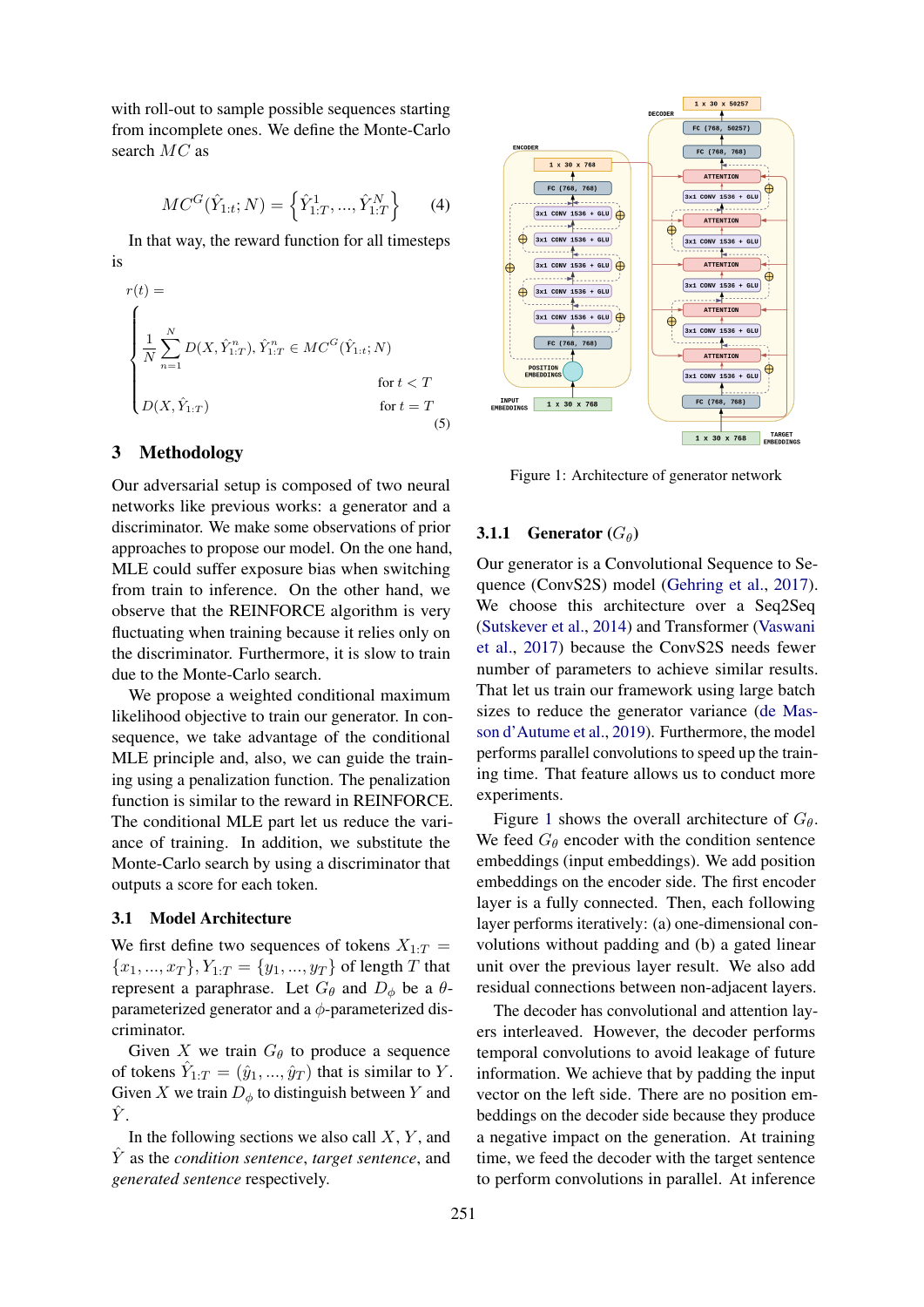with roll-out to sample possible sequences starting from incomplete ones. We define the Monte-Carlo search $MC$ as

$$MC^G(\hat{Y}_{1:t}; N) = \left\{ \hat{Y}^1_{1:T}, ..., \hat{Y}^N_{1:T} \right\} \quad (4)$$

In that way, the reward function for all timesteps is

$$r(t) = \begin{cases} \frac{1}{N} \sum_{n=1}^{N} D(X, \hat{Y}^n_{1:T}), \hat{Y}^n_{1:T} \in MC^G(\hat{Y}_{1:t}; N) & \text{for } t < T \\ D(X, \hat{Y}_{1:T}) & \text{for } t = T \end{cases} \quad (5)$$

## 3 Methodology

Our adversarial setup is composed of two neural networks like previous works: a generator and a discriminator. We make some observations of prior approaches to propose our model. On the one hand, MLE could suffer exposure bias when switching from train to inference. On the other hand, we observe that the REINFORCE algorithm is very fluctuating when training because it relies only on the discriminator. Furthermore, it is slow to train due to the Monte-Carlo search.

We propose a weighted conditional maximum likelihood objective to train our generator. In consequence, we take advantage of the conditional MLE principle and, also, we can guide the training using a penalization function. The penalization function is similar to the reward in REINFORCE. The conditional MLE part let us reduce the variance of training. In addition, we substitute the Monte-Carlo search by using a discriminator that outputs a score for each token.

### 3.1 Model Architecture

We first define two sequences of tokens $X_{1:T} = \{x_1, ..., x_T\}, Y_{1:T} = \{y_1, ..., y_T\}$ of length $T$ that represent a paraphrase. Let $G_\theta$ and $D_\phi$ be a $\theta$-parameterized generator and a $\phi$-parameterized discriminator.

Given $X$ we train $G_\theta$ to produce a sequence of tokens $\hat{Y}_{1:T} = (\hat{y}_1, ..., \hat{y}_T)$ that is similar to $Y$. Given $X$ we train $D_\phi$ to distinguish between $Y$ and $\hat{Y}$.

In the following sections we also call $X$, $Y$, and $\hat{Y}$ as the *condition sentence*, *target sentence*, and *generated sentence* respectively.

Figure 1: Architecture of generator network

#### 3.1.1 Generator ($G_\theta$)

Our generator is a Convolutional Sequence to Sequence (ConvS2S) model (Gehring et al., 2017). We choose this architecture over a Seq2Seq (Sutskever et al., 2014) and Transformer (Vaswani et al., 2017) because the ConvS2S needs fewer number of parameters to achieve similar results. That let us train our framework using large batch sizes to reduce the generator variance (de Masson d'Autume et al., 2019). Furthermore, the model performs parallel convolutions to speed up the training time. That feature allows us to conduct more experiments.

Figure 1 shows the overall architecture of $G_\theta$. We feed $G_\theta$ encoder with the condition sentence embeddings (input embeddings). We add position embeddings on the encoder side. The first encoder layer is a fully connected. Then, each following layer performs iteratively: (a) one-dimensional convolutions without padding and (b) a gated linear unit over the previous layer result. We also add residual connections between non-adjacent layers.

The decoder has convolutional and attention layers interleaved. However, the decoder performs temporal convolutions to avoid leakage of future information. We achieve that by padding the input vector on the left side. There are no position embeddings on the decoder side because they produce a negative impact on the generation. At training time, we feed the decoder with the target sentence to perform convolutions in parallel. At inference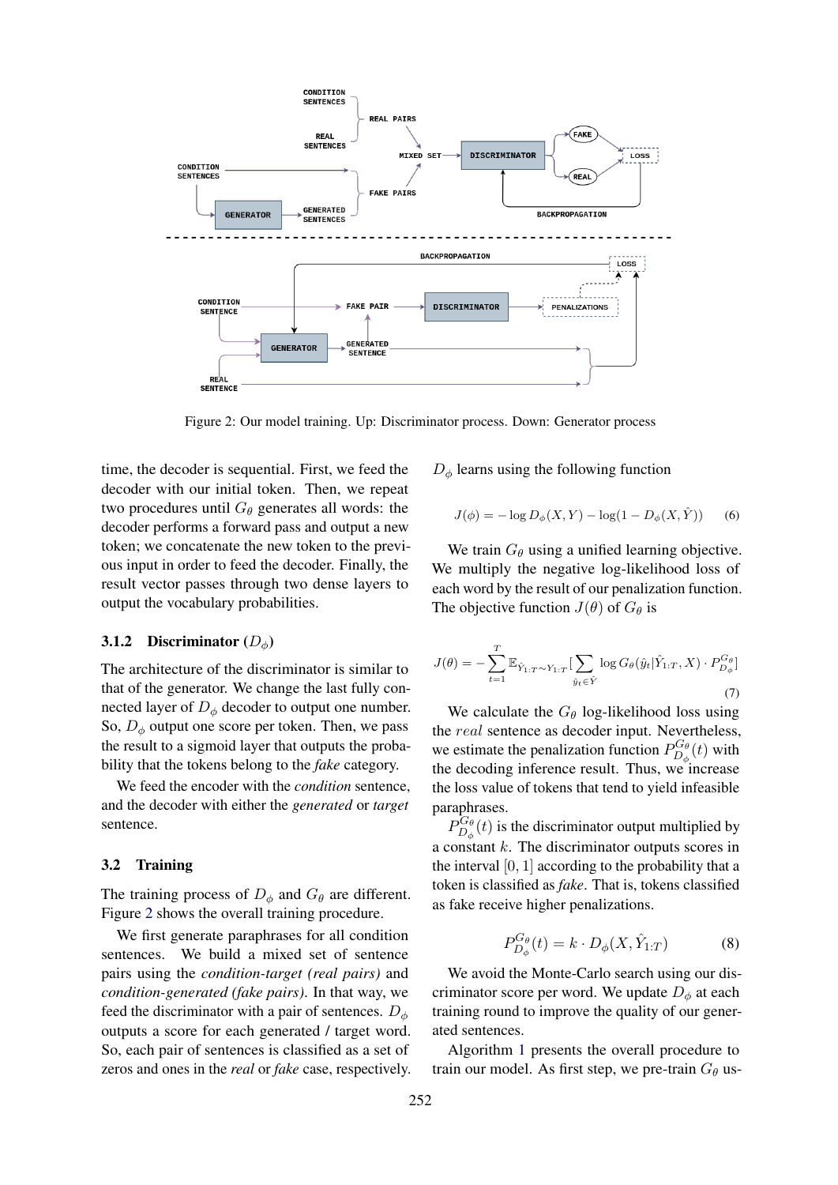Figure 2: Our model training. Up: Discriminator process. Down: Generator process

time, the decoder is sequential. First, we feed the decoder with our initial token. Then, we repeat two procedures until $G_\theta$ generates all words: the decoder performs a forward pass and output a new token; we concatenate the new token to the previous input in order to feed the decoder. Finally, the result vector passes through two dense layers to output the vocabulary probabilities.

### 3.1.2 Discriminator ($D_\phi$)

The architecture of the discriminator is similar to that of the generator. We change the last fully connected layer of $D_\phi$ decoder to output one number. So, $D_\phi$ output one score per token. Then, we pass the result to a sigmoid layer that outputs the probability that the tokens belong to the *fake* category.

We feed the encoder with the *condition* sentence, and the decoder with either the *generated* or *target* sentence.

## 3.2 Training

The training process of $D_\phi$ and $G_\theta$ are different. Figure 2 shows the overall training procedure.

We first generate paraphrases for all condition sentences. We build a mixed set of sentence pairs using the *condition-target (real pairs)* and *condition-generated (fake pairs)*. In that way, we feed the discriminator with a pair of sentences. $D_\phi$ outputs a score for each generated / target word. So, each pair of sentences is classified as a set of zeros and ones in the *real* or *fake* case, respectively.

$D_\phi$ learns using the following function

$$J(\phi) = -\log D_\phi(X, Y) - \log(1 - D_\phi(X, \hat{Y})) \quad (6)$$

We train $G_\theta$ using a unified learning objective. We multiply the negative log-likelihood loss of each word by the result of our penalization function. The objective function $J(\theta)$ of $G_\theta$ is

$$J(\theta) = -\sum_{t=1}^{T} \mathbb{E}_{\hat{Y}_{1:T} \sim Y_{1:T}} [\sum_{\hat{y}_t \in \hat{Y}} \log G_\theta(\hat{y}_t | \hat{Y}_{1:T}, X) \cdot P_{D_\phi}^{G_\theta}] \quad (7)$$

We calculate the $G_\theta$ log-likelihood loss using the *real* sentence as decoder input. Nevertheless, we estimate the penalization function $P_{D_\phi}^{G_\theta}(t)$ with the decoding inference result. Thus, we increase the loss value of tokens that tend to yield infeasible paraphrases.

$P_{D_\phi}^{G_\theta}(t)$ is the discriminator output multiplied by a constant $k$. The discriminator outputs scores in the interval $[0, 1]$ according to the probability that a token is classified as *fake*. That is, tokens classified as fake receive higher penalizations.

$$P_{D_\phi}^{G_\theta}(t) = k \cdot D_\phi(X, \hat{Y}_{1:T}) \quad (8)$$

We avoid the Monte-Carlo search using our discriminator score per word. We update $D_\phi$ at each training round to improve the quality of our generated sentences.

Algorithm 1 presents the overall procedure to train our model. As first step, we pre-train $G_\theta$ us-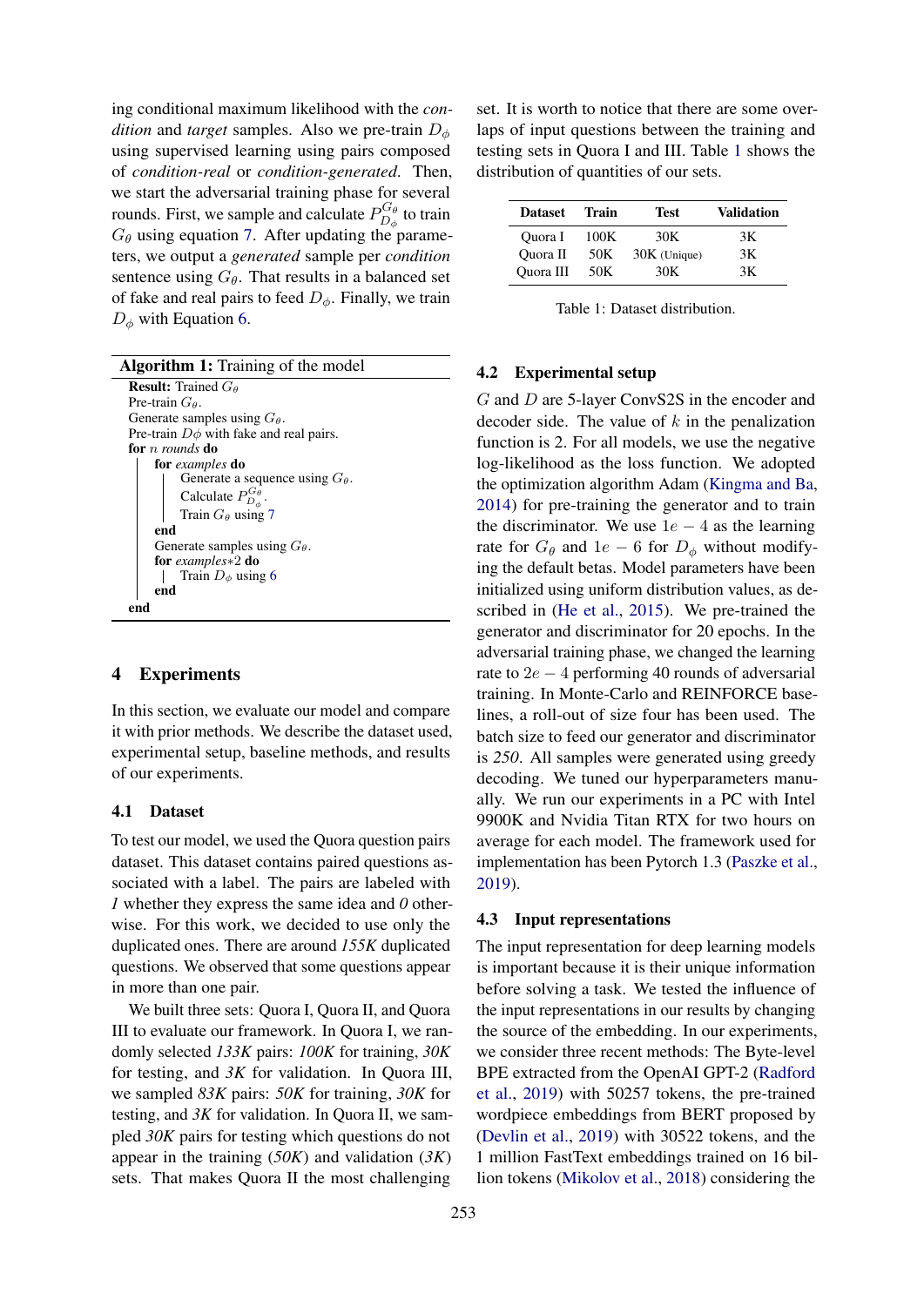ing conditional maximum likelihood with the *condition* and *target* samples. Also we pre-train $D_\phi$ using supervised learning using pairs composed of *condition-real* or *condition-generated*. Then, we start the adversarial training phase for several rounds. First, we sample and calculate $P_{D_\phi}^{G_\theta}$ to train $G_\theta$ using equation 7. After updating the parameters, we output a *generated* sample per *condition* sentence using $G_\theta$. That results in a balanced set of fake and real pairs to feed $D_\phi$. Finally, we train $D_\phi$ with Equation 6.

**Algorithm 1:** Training of the model

```
Result: Trained G_θ
Pre-train G_θ.
Generate samples using G_θ.
Pre-train Dϕ with fake and real pairs.
for n rounds do
    for examples do
        Generate a sequence using G_θ.
        Calculate P_{D_ϕ}^{G_θ}.
        Train G_θ using 7
    end
    Generate samples using G_θ.
    for examples*2 do
        Train D_ϕ using 6
    end
end
```

## 4 Experiments

In this section, we evaluate our model and compare it with prior methods. We describe the dataset used, experimental setup, baseline methods, and results of our experiments.

### 4.1 Dataset

To test our model, we used the Quora question pairs dataset. This dataset contains paired questions associated with a label. The pairs are labeled with *1* whether they express the same idea and *0* otherwise. For this work, we decided to use only the duplicated ones. There are around *155K* duplicated questions. We observed that some questions appear in more than one pair.

We built three sets: Quora I, Quora II, and Quora III to evaluate our framework. In Quora I, we randomly selected *133K* pairs: *100K* for training, *30K* for testing, and *3K* for validation. In Quora III, we sampled *83K* pairs: *50K* for training, *30K* for testing, and *3K* for validation. In Quora II, we sampled *30K* pairs for testing which questions do not appear in the training (*50K*) and validation (*3K*) sets. That makes Quora II the most challenging set. It is worth to notice that there are some overlaps of input questions between the training and testing sets in Quora I and III. Table 1 shows the distribution of quantities of our sets.

| Dataset | Train | Test | Validation |
|---|---|---|---|
| Quora I | 100K | 30K | 3K |
| Quora II | 50K | 30K (Unique) | 3K |
| Quora III | 50K | 30K | 3K |

Table 1: Dataset distribution.

### 4.2 Experimental setup

$G$ and $D$ are 5-layer ConvS2S in the encoder and decoder side. The value of $k$ in the penalization function is 2. For all models, we use the negative log-likelihood as the loss function. We adopted the optimization algorithm Adam (Kingma and Ba, 2014) for pre-training the generator and to train the discriminator. We use $1e-4$ as the learning rate for $G_\theta$ and $1e-6$ for $D_\phi$ without modifying the default betas. Model parameters have been initialized using uniform distribution values, as described in (He et al., 2015). We pre-trained the generator and discriminator for 20 epochs. In the adversarial training phase, we changed the learning rate to $2e-4$ performing 40 rounds of adversarial training. In Monte-Carlo and REINFORCE baselines, a roll-out of size four has been used. The batch size to feed our generator and discriminator is *250*. All samples were generated using greedy decoding. We tuned our hyperparameters manually. We run our experiments in a PC with Intel 9900K and Nvidia Titan RTX for two hours on average for each model. The framework used for implementation has been Pytorch 1.3 (Paszke et al., 2019).

### 4.3 Input representations

The input representation for deep learning models is important because it is their unique information before solving a task. We tested the influence of the input representations in our results by changing the source of the embedding. In our experiments, we consider three recent methods: The Byte-level BPE extracted from the OpenAI GPT-2 (Radford et al., 2019) with 50257 tokens, the pre-trained wordpiece embeddings from BERT proposed by (Devlin et al., 2019) with 30522 tokens, and the 1 million FastText embeddings trained on 16 billion tokens (Mikolov et al., 2018) considering the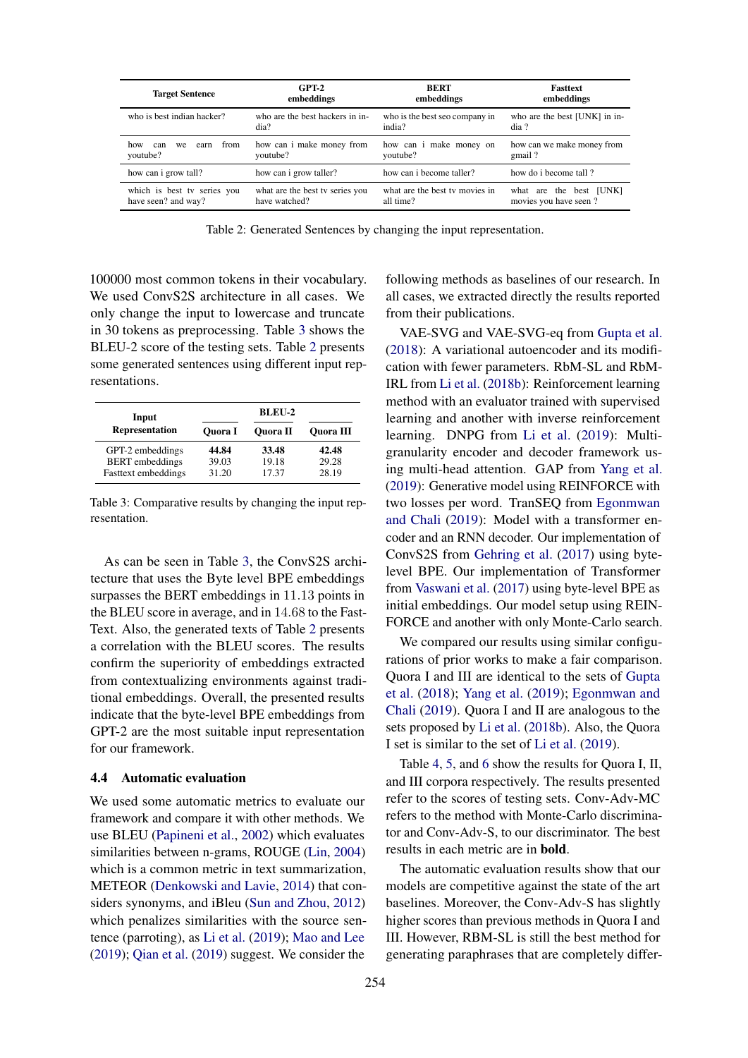| Target Sentence | GPT-2 embeddings | BERT embeddings | Fasttext embeddings |
|---|---|---|---|
| who is best indian hacker? | who are the best hackers in india? | who is the best seo company in india? | who are the best [UNK] in india ? |
| how can we earn from youtube? | how can i make money from youtube? | how can i make money on youtube? | how can we make money from gmail ? |
| how can i grow tall? | how can i grow taller? | how can i become taller? | how do i become tall ? |
| which is best tv series you have seen? and way? | what are the best tv series you have watched? | what are the best tv movies in all time? | what are the best [UNK] movies you have seen ? |

Table 2: Generated Sentences by changing the input representation.

100000 most common tokens in their vocabulary. We used ConvS2S architecture in all cases. We only change the input to lowercase and truncate in 30 tokens as preprocessing. Table 3 shows the BLEU-2 score of the testing sets. Table 2 presents some generated sentences using different input representations.

| Input Representation | BLEU-2 | | |
|---|---|---|---|
| | Quora I | Quora II | Quora III |
| GPT-2 embeddings | **44.84** | **33.48** | **42.48** |
| BERT embeddings | 39.03 | 19.18 | 29.28 |
| Fasttext embeddings | 31.20 | 17.37 | 28.19 |

Table 3: Comparative results by changing the input representation.

As can be seen in Table 3, the ConvS2S architecture that uses the Byte level BPE embeddings surpasses the BERT embeddings in 11.13 points in the BLEU score in average, and in 14.68 to the FastText. Also, the generated texts of Table 2 presents a correlation with the BLEU scores. The results confirm the superiority of embeddings extracted from contextualizing environments against traditional embeddings. Overall, the presented results indicate that the byte-level BPE embeddings from GPT-2 are the most suitable input representation for our framework.

### 4.4 Automatic evaluation

We used some automatic metrics to evaluate our framework and compare it with other methods. We use BLEU (Papineni et al., 2002) which evaluates similarities between n-grams, ROUGE (Lin, 2004) which is a common metric in text summarization, METEOR (Denkowski and Lavie, 2014) that considers synonyms, and iBleu (Sun and Zhou, 2012) which penalizes similarities with the source sentence (parroting), as Li et al. (2019); Mao and Lee (2019); Qian et al. (2019) suggest. We consider the following methods as baselines of our research. In all cases, we extracted directly the results reported from their publications.

VAE-SVG and VAE-SVG-eq from Gupta et al. (2018): A variational autoencoder and its modification with fewer parameters. RbM-SL and RbM-IRL from Li et al. (2018b): Reinforcement learning method with an evaluator trained with supervised learning and another with inverse reinforcement learning. DNPG from Li et al. (2019): Multi-granularity encoder and decoder framework using multi-head attention. GAP from Yang et al. (2019): Generative model using REINFORCE with two losses per word. TranSEQ from Egonmwan and Chali (2019): Model with a transformer encoder and an RNN decoder. Our implementation of ConvS2S from Gehring et al. (2017) using byte-level BPE. Our implementation of Transformer from Vaswani et al. (2017) using byte-level BPE as initial embeddings. Our model setup using REINFORCE and another with only Monte-Carlo search.

We compared our results using similar configurations of prior works to make a fair comparison. Quora I and III are identical to the sets of Gupta et al. (2018); Yang et al. (2019); Egonmwan and Chali (2019). Quora I and II are analogous to the sets proposed by Li et al. (2018b). Also, the Quora I set is similar to the set of Li et al. (2019).

Table 4, 5, and 6 show the results for Quora I, II, and III corpora respectively. The results presented refer to the scores of testing sets. Conv-Adv-MC refers to the method with Monte-Carlo discriminator and Conv-Adv-S, to our discriminator. The best results in each metric are in **bold**.

The automatic evaluation results show that our models are competitive against the state of the art baselines. Moreover, the Conv-Adv-S has slightly higher scores than previous methods in Quora I and III. However, RBM-SL is still the best method for generating paraphrases that are completely differ-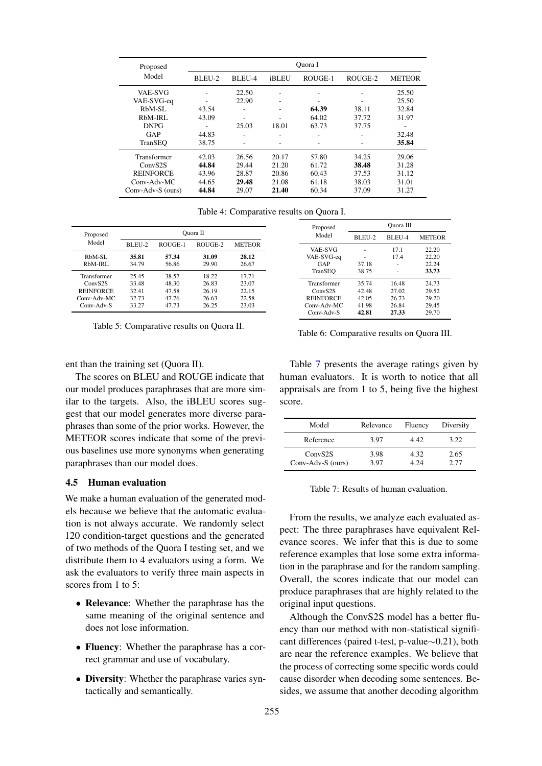| Proposed Model | Quora I | | | | | |
|---|---|---|---|---|---|---|
| | BLEU-2 | BLEU-4 | iBLEU | ROUGE-1 | ROUGE-2 | METEOR |
| VAE-SVG | - | 22.50 | - | - | - | 25.50 |
| VAE-SVG-eq | - | 22.90 | - | - | - | 25.50 |
| RbM-SL | 43.54 | - | - | **64.39** | 38.11 | 32.84 |
| RbM-IRL | 43.09 | - | - | 64.02 | 37.72 | 31.97 |
| DNPG | - | 25.03 | 18.01 | 63.73 | 37.75 | - |
| GAP | 44.83 | - | - | - | - | 32.48 |
| TranSEQ | 38.75 | - | - | - | - | **35.84** |
| Transformer | 42.03 | 26.56 | 20.17 | 57.80 | 34.25 | 29.06 |
| ConvS2S | **44.84** | 29.44 | 21.20 | 61.72 | **38.48** | 31.28 |
| REINFORCE | 43.96 | 28.87 | 20.86 | 60.43 | 37.53 | 31.12 |
| Conv-Adv-MC | 44.65 | **29.48** | 21.08 | 61.18 | 38.03 | 31.01 |
| Conv-Adv-S (ours) | **44.84** | 29.07 | **21.40** | 60.34 | 37.09 | 31.27 |

Table 4: Comparative results on Quora I.

| Proposed Model | Quora II | | | |
|---|---|---|---|---|
| | BLEU-2 | ROUGE-1 | ROUGE-2 | METEOR |
| RbM-SL | **35.81** | **57.34** | **31.09** | **28.12** |
| RbM-IRL | 34.79 | 56.86 | 29.90 | 26.67 |
| Transformer | 25.45 | 38.57 | 18.22 | 17.71 |
| ConvS2S | 33.48 | 48.30 | 26.83 | 23.07 |
| REINFORCE | 32.41 | 47.58 | 26.19 | 22.15 |
| Conv-Adv-MC | 32.73 | 47.76 | 26.63 | 22.58 |
| Conv-Adv-S | 33.27 | 47.73 | 26.25 | 23.03 |

Table 5: Comparative results on Quora II.

| Proposed Model | Quora III | | |
|---|---|---|---|
| | BLEU-2 | BLEU-4 | METEOR |
| VAE-SVG | - | 17.1 | 22.20 |
| VAE-SVG-eq | - | 17.4 | 22.20 |
| GAP | 37.18 | - | 22.24 |
| TranSEQ | 38.75 | - | **33.73** |
| Transformer | 35.74 | 16.48 | 24.73 |
| ConvS2S | 42.48 | 27.02 | 29.52 |
| REINFORCE | 42.05 | 26.73 | 29.20 |
| Conv-Adv-MC | 41.98 | 26.84 | 29.45 |
| Conv-Adv-S | **42.81** | **27.33** | 29.70 |

Table 6: Comparative results on Quora III.

ent than the training set (Quora II).

The scores on BLEU and ROUGE indicate that our model produces paraphrases that are more similar to the targets. Also, the iBLEU scores suggest that our model generates more diverse paraphrases than some of the prior works. However, the METEOR scores indicate that some of the previous baselines use more synonyms when generating paraphrases than our model does.

### 4.5 Human evaluation

We make a human evaluation of the generated models because we believe that the automatic evaluation is not always accurate. We randomly select 120 condition-target questions and the generated of two methods of the Quora I testing set, and we distribute them to 4 evaluators using a form. We ask the evaluators to verify three main aspects in scores from 1 to 5:

- **Relevance**: Whether the paraphrase has the same meaning of the original sentence and does not lose information.
- **Fluency**: Whether the paraphrase has a correct grammar and use of vocabulary.
- **Diversity**: Whether the paraphrase varies syntactically and semantically.

Table 7 presents the average ratings given by human evaluators. It is worth to notice that all appraisals are from 1 to 5, being five the highest score.

| Model | Relevance | Fluency | Diversity |
|---|---|---|---|
| Reference | 3.97 | 4.42 | 3.22 |
| ConvS2S | 3.98 | 4.32 | 2.65 |
| Conv-Adv-S (ours) | 3.97 | 4.24 | 2.77 |

Table 7: Results of human evaluation.

From the results, we analyze each evaluated aspect: The three paraphrases have equivalent Relevance scores. We infer that this is due to some reference examples that lose some extra information in the paraphrase and for the random sampling. Overall, the scores indicate that our model can produce paraphrases that are highly related to the original input questions.

Although the ConvS2S model has a better fluency than our method with non-statistical significant differences (paired t-test, p-value$\sim$0.21), both are near the reference examples. We believe that the process of correcting some specific words could cause disorder when decoding some sentences. Besides, we assume that another decoding algorithm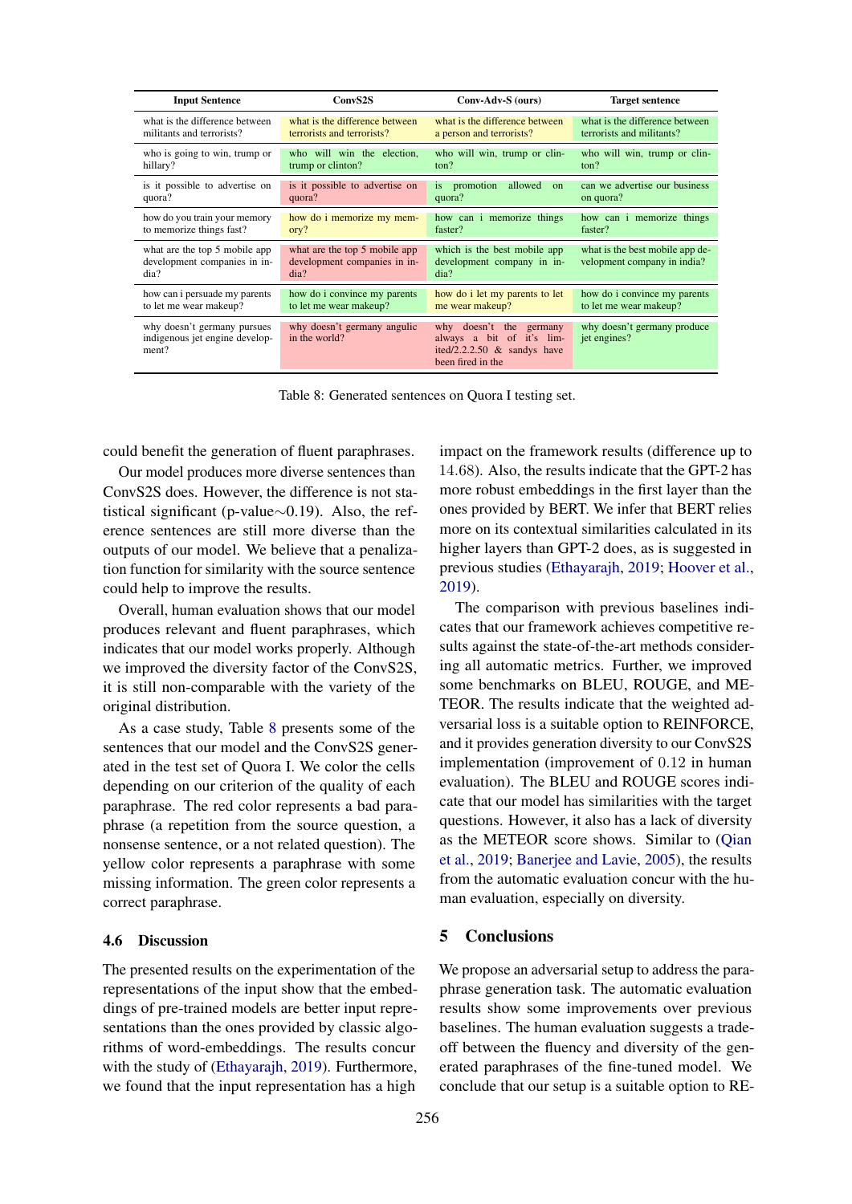| Input Sentence | ConvS2S | Conv-Adv-S (ours) | Target sentence |
|---|---|---|---|
| what is the difference between militants and terrorists? | what is the difference between terrorists and terrorists? | what is the difference between a person and terrorists? | what is the difference between terrorists and militants? |
| who is going to win, trump or hillary? | who will win the election, trump or clinton? | who will win, trump or clinton? | who will win, trump or clinton? |
| is it possible to advertise on quora? | is it possible to advertise on quora? | is promotion allowed on quora? | can we advertise our business on quora? |
| how do you train your memory to memorize things fast? | how do i memorize my memory? | how can i memorize things faster? | how can i memorize things faster? |
| what are the top 5 mobile app development companies in india? | what are the top 5 mobile app development companies in india? | which is the best mobile app development company in india? | what is the best mobile app development company in india? |
| how can i persuade my parents to let me wear makeup? | how do i convince my parents to let me wear makeup? | how do i let my parents to let me wear makeup? | how do i convince my parents to let me wear makeup? |
| why doesn't germany pursues indigenous jet engine development? | why doesn't germany angulic in the world? | why doesn't the germany always a bit of it's limited/2.2.2.50 & sandys have been fired in the | why doesn't germany produce jet engines? |

Table 8: Generated sentences on Quora I testing set.

could benefit the generation of fluent paraphrases.

Our model produces more diverse sentences than ConvS2S does. However, the difference is not statistical significant (p-value∼0.19). Also, the reference sentences are still more diverse than the outputs of our model. We believe that a penalization function for similarity with the source sentence could help to improve the results.

Overall, human evaluation shows that our model produces relevant and fluent paraphrases, which indicates that our model works properly. Although we improved the diversity factor of the ConvS2S, it is still non-comparable with the variety of the original distribution.

As a case study, Table 8 presents some of the sentences that our model and the ConvS2S generated in the test set of Quora I. We color the cells depending on our criterion of the quality of each paraphrase. The red color represents a bad paraphrase (a repetition from the source question, a nonsense sentence, or a not related question). The yellow color represents a paraphrase with some missing information. The green color represents a correct paraphrase.

### 4.6 Discussion

The presented results on the experimentation of the representations of the input show that the embeddings of pre-trained models are better input representations than the ones provided by classic algorithms of word-embeddings. The results concur with the study of (Ethayarajh, 2019). Furthermore, we found that the input representation has a high impact on the framework results (difference up to 14.68). Also, the results indicate that the GPT-2 has more robust embeddings in the first layer than the ones provided by BERT. We infer that BERT relies more on its contextual similarities calculated in its higher layers than GPT-2 does, as is suggested in previous studies (Ethayarajh, 2019; Hoover et al., 2019).

The comparison with previous baselines indicates that our framework achieves competitive results against the state-of-the-art methods considering all automatic metrics. Further, we improved some benchmarks on BLEU, ROUGE, and METEOR. The results indicate that the weighted adversarial loss is a suitable option to REINFORCE, and it provides generation diversity to our ConvS2S implementation (improvement of 0.12 in human evaluation). The BLEU and ROUGE scores indicate that our model has similarities with the target questions. However, it also has a lack of diversity as the METEOR score shows. Similar to (Qian et al., 2019; Banerjee and Lavie, 2005), the results from the automatic evaluation concur with the human evaluation, especially on diversity.

## 5 Conclusions

We propose an adversarial setup to address the paraphrase generation task. The automatic evaluation results show some improvements over previous baselines. The human evaluation suggests a trade-off between the fluency and diversity of the generated paraphrases of the fine-tuned model. We conclude that our setup is a suitable option to RE-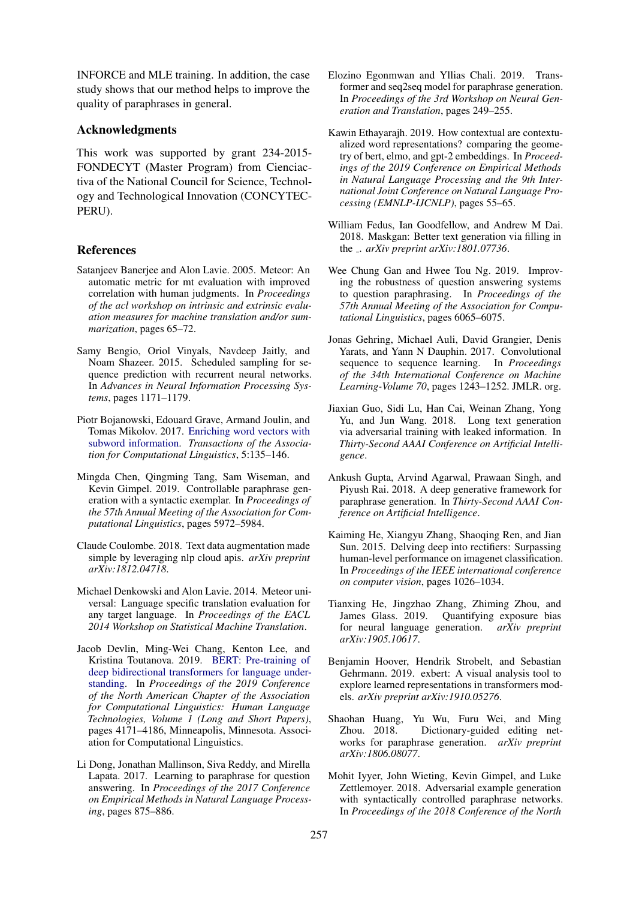INFORCE and MLE training. In addition, the case study shows that our method helps to improve the quality of paraphrases in general.

## Acknowledgments

This work was supported by grant 234-2015-FONDECYT (Master Program) from Cienciactiva of the National Council for Science, Technology and Technological Innovation (CONCYTEC-PERU).

## References

Satanjeev Banerjee and Alon Lavie. 2005. Meteor: An automatic metric for mt evaluation with improved correlation with human judgments. In *Proceedings of the acl workshop on intrinsic and extrinsic evaluation measures for machine translation and/or summarization*, pages 65–72.

Samy Bengio, Oriol Vinyals, Navdeep Jaitly, and Noam Shazeer. 2015. Scheduled sampling for sequence prediction with recurrent neural networks. In *Advances in Neural Information Processing Systems*, pages 1171–1179.

Piotr Bojanowski, Edouard Grave, Armand Joulin, and Tomas Mikolov. 2017. Enriching word vectors with subword information. *Transactions of the Association for Computational Linguistics*, 5:135–146.

Mingda Chen, Qingming Tang, Sam Wiseman, and Kevin Gimpel. 2019. Controllable paraphrase generation with a syntactic exemplar. In *Proceedings of the 57th Annual Meeting of the Association for Computational Linguistics*, pages 5972–5984.

Claude Coulombe. 2018. Text data augmentation made simple by leveraging nlp cloud apis. *arXiv preprint arXiv:1812.04718*.

Michael Denkowski and Alon Lavie. 2014. Meteor universal: Language specific translation evaluation for any target language. In *Proceedings of the EACL 2014 Workshop on Statistical Machine Translation*.

Jacob Devlin, Ming-Wei Chang, Kenton Lee, and Kristina Toutanova. 2019. BERT: Pre-training of deep bidirectional transformers for language understanding. In *Proceedings of the 2019 Conference of the North American Chapter of the Association for Computational Linguistics: Human Language Technologies, Volume 1 (Long and Short Papers)*, pages 4171–4186, Minneapolis, Minnesota. Association for Computational Linguistics.

Li Dong, Jonathan Mallinson, Siva Reddy, and Mirella Lapata. 2017. Learning to paraphrase for question answering. In *Proceedings of the 2017 Conference on Empirical Methods in Natural Language Processing*, pages 875–886.

Elozino Egonmwan and Yllias Chali. 2019. Transformer and seq2seq model for paraphrase generation. In *Proceedings of the 3rd Workshop on Neural Generation and Translation*, pages 249–255.

Kawin Ethayarajh. 2019. How contextual are contextualized word representations? comparing the geometry of bert, elmo, and gpt-2 embeddings. In *Proceedings of the 2019 Conference on Empirical Methods in Natural Language Processing and the 9th International Joint Conference on Natural Language Processing (EMNLP-IJCNLP)*, pages 55–65.

William Fedus, Ian Goodfellow, and Andrew M Dai. 2018. Maskgan: Better text generation via filling in the _. *arXiv preprint arXiv:1801.07736*.

Wee Chung Gan and Hwee Tou Ng. 2019. Improving the robustness of question answering systems to question paraphrasing. In *Proceedings of the 57th Annual Meeting of the Association for Computational Linguistics*, pages 6065–6075.

Jonas Gehring, Michael Auli, David Grangier, Denis Yarats, and Yann N Dauphin. 2017. Convolutional sequence to sequence learning. In *Proceedings of the 34th International Conference on Machine Learning-Volume 70*, pages 1243–1252. JMLR. org.

Jiaxian Guo, Sidi Lu, Han Cai, Weinan Zhang, Yong Yu, and Jun Wang. 2018. Long text generation via adversarial training with leaked information. In *Thirty-Second AAAI Conference on Artificial Intelligence*.

Ankush Gupta, Arvind Agarwal, Prawaan Singh, and Piyush Rai. 2018. A deep generative framework for paraphrase generation. In *Thirty-Second AAAI Conference on Artificial Intelligence*.

Kaiming He, Xiangyu Zhang, Shaoqing Ren, and Jian Sun. 2015. Delving deep into rectifiers: Surpassing human-level performance on imagenet classification. In *Proceedings of the IEEE international conference on computer vision*, pages 1026–1034.

Tianxing He, Jingzhao Zhang, Zhiming Zhou, and James Glass. 2019. Quantifying exposure bias for neural language generation. *arXiv preprint arXiv:1905.10617*.

Benjamin Hoover, Hendrik Strobelt, and Sebastian Gehrmann. 2019. exbert: A visual analysis tool to explore learned representations in transformers models. *arXiv preprint arXiv:1910.05276*.

Shaohan Huang, Yu Wu, Furu Wei, and Ming Zhou. 2018. Dictionary-guided editing networks for paraphrase generation. *arXiv preprint arXiv:1806.08077*.

Mohit Iyyer, John Wieting, Kevin Gimpel, and Luke Zettlemoyer. 2018. Adversarial example generation with syntactically controlled paraphrase networks. In *Proceedings of the 2018 Conference of the North*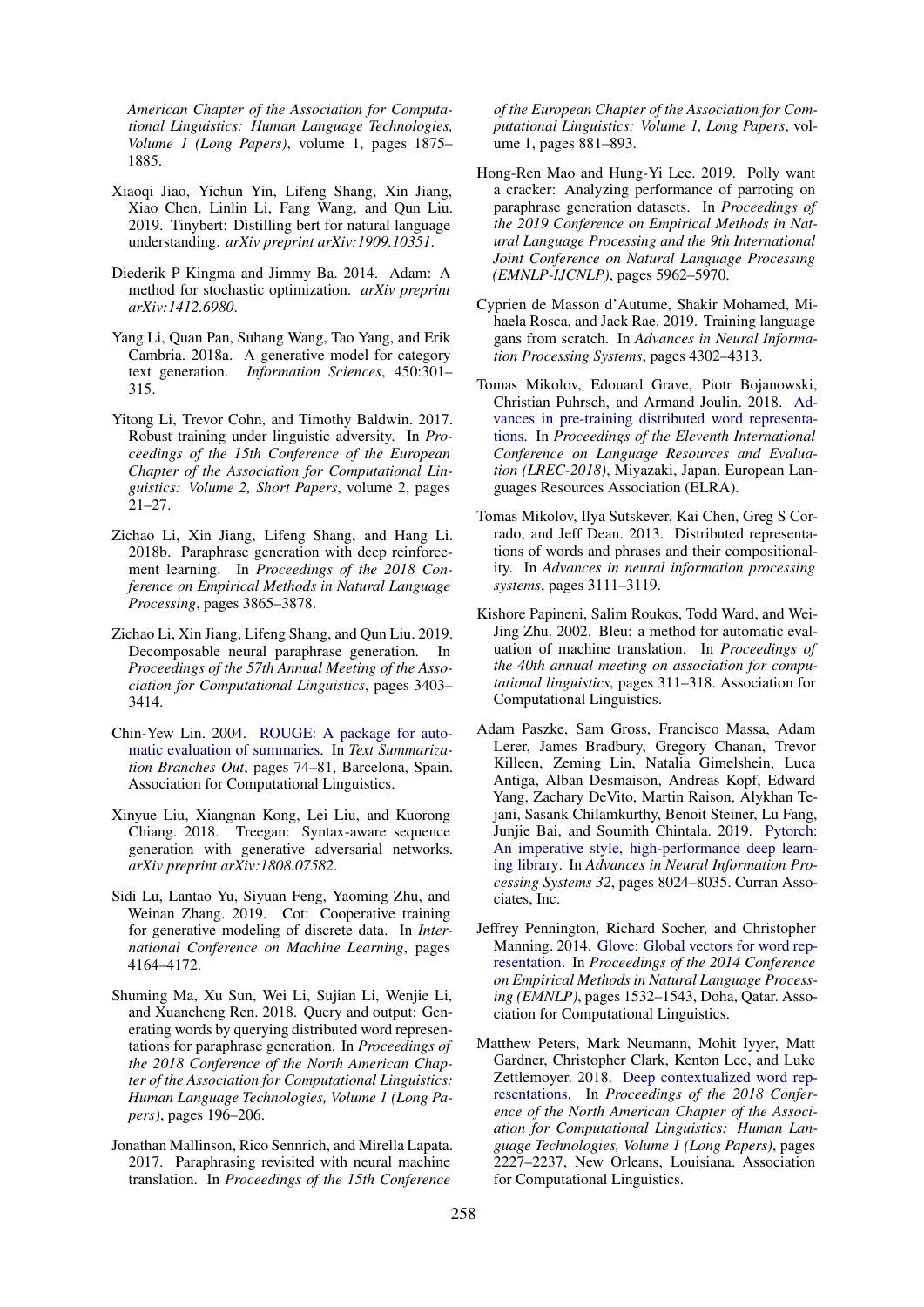American Chapter of the Association for Computational Linguistics: Human Language Technologies, Volume 1 (Long Papers)*, volume 1, pages 1875–1885.

Xiaoqi Jiao, Yichun Yin, Lifeng Shang, Xin Jiang, Xiao Chen, Linlin Li, Fang Wang, and Qun Liu. 2019. Tinybert: Distilling bert for natural language understanding. *arXiv preprint arXiv:1909.10351*.

Diederik P Kingma and Jimmy Ba. 2014. Adam: A method for stochastic optimization. *arXiv preprint arXiv:1412.6980*.

Yang Li, Quan Pan, Suhang Wang, Tao Yang, and Erik Cambria. 2018a. A generative model for category text generation. *Information Sciences*, 450:301–315.

Yitong Li, Trevor Cohn, and Timothy Baldwin. 2017. Robust training under linguistic adversity. In *Proceedings of the 15th Conference of the European Chapter of the Association for Computational Linguistics: Volume 2, Short Papers*, volume 2, pages 21–27.

Zichao Li, Xin Jiang, Lifeng Shang, and Hang Li. 2018b. Paraphrase generation with deep reinforcement learning. In *Proceedings of the 2018 Conference on Empirical Methods in Natural Language Processing*, pages 3865–3878.

Zichao Li, Xin Jiang, Lifeng Shang, and Qun Liu. 2019. Decomposable neural paraphrase generation. In *Proceedings of the 57th Annual Meeting of the Association for Computational Linguistics*, pages 3403–3414.

Chin-Yew Lin. 2004. ROUGE: A package for automatic evaluation of summaries. In *Text Summarization Branches Out*, pages 74–81, Barcelona, Spain. Association for Computational Linguistics.

Xinyue Liu, Xiangnan Kong, Lei Liu, and Kuorong Chiang. 2018. Treegan: Syntax-aware sequence generation with generative adversarial networks. *arXiv preprint arXiv:1808.07582*.

Sidi Lu, Lantao Yu, Siyuan Feng, Yaoming Zhu, and Weinan Zhang. 2019. Cot: Cooperative training for generative modeling of discrete data. In *International Conference on Machine Learning*, pages 4164–4172.

Shuming Ma, Xu Sun, Wei Li, Sujian Li, Wenjie Li, and Xuancheng Ren. 2018. Query and output: Generating words by querying distributed word representations for paraphrase generation. In *Proceedings of the 2018 Conference of the North American Chapter of the Association for Computational Linguistics: Human Language Technologies, Volume 1 (Long Papers)*, pages 196–206.

Jonathan Mallinson, Rico Sennrich, and Mirella Lapata. 2017. Paraphrasing revisited with neural machine translation. In *Proceedings of the 15th Conference of the European Chapter of the Association for Computational Linguistics: Volume 1, Long Papers*, volume 1, pages 881–893.

Hong-Ren Mao and Hung-Yi Lee. 2019. Polly want a cracker: Analyzing performance of parroting on paraphrase generation datasets. In *Proceedings of the 2019 Conference on Empirical Methods in Natural Language Processing and the 9th International Joint Conference on Natural Language Processing (EMNLP-IJCNLP)*, pages 5962–5970.

Cyprien de Masson d'Autume, Shakir Mohamed, Mihaela Rosca, and Jack Rae. 2019. Training language gans from scratch. In *Advances in Neural Information Processing Systems*, pages 4302–4313.

Tomas Mikolov, Edouard Grave, Piotr Bojanowski, Christian Puhrsch, and Armand Joulin. 2018. Advances in pre-training distributed word representations. In *Proceedings of the Eleventh International Conference on Language Resources and Evaluation (LREC-2018)*, Miyazaki, Japan. European Languages Resources Association (ELRA).

Tomas Mikolov, Ilya Sutskever, Kai Chen, Greg S Corrado, and Jeff Dean. 2013. Distributed representations of words and phrases and their compositionality. In *Advances in neural information processing systems*, pages 3111–3119.

Kishore Papineni, Salim Roukos, Todd Ward, and Wei-Jing Zhu. 2002. Bleu: a method for automatic evaluation of machine translation. In *Proceedings of the 40th annual meeting on association for computational linguistics*, pages 311–318. Association for Computational Linguistics.

Adam Paszke, Sam Gross, Francisco Massa, Adam Lerer, James Bradbury, Gregory Chanan, Trevor Killeen, Zeming Lin, Natalia Gimelshein, Luca Antiga, Alban Desmaison, Andreas Kopf, Edward Yang, Zachary DeVito, Martin Raison, Alykhan Tejani, Sasank Chilamkurthy, Benoit Steiner, Lu Fang, Junjie Bai, and Soumith Chintala. 2019. Pytorch: An imperative style, high-performance deep learning library. In *Advances in Neural Information Processing Systems 32*, pages 8024–8035. Curran Associates, Inc.

Jeffrey Pennington, Richard Socher, and Christopher Manning. 2014. Glove: Global vectors for word representation. In *Proceedings of the 2014 Conference on Empirical Methods in Natural Language Processing (EMNLP)*, pages 1532–1543, Doha, Qatar. Association for Computational Linguistics.

Matthew Peters, Mark Neumann, Mohit Iyyer, Matt Gardner, Christopher Clark, Kenton Lee, and Luke Zettlemoyer. 2018. Deep contextualized word representations. In *Proceedings of the 2018 Conference of the North American Chapter of the Association for Computational Linguistics: Human Language Technologies, Volume 1 (Long Papers)*, pages 2227–2237, New Orleans, Louisiana. Association for Computational Linguistics.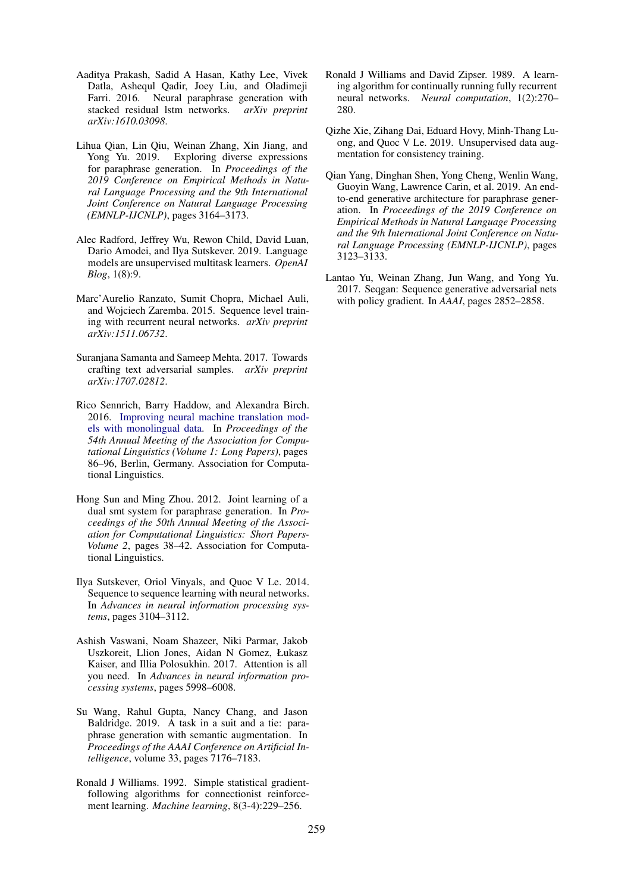Aaditya Prakash, Sadid A Hasan, Kathy Lee, Vivek Datla, Ashequl Qadir, Joey Liu, and Oladimeji Farri. 2016. Neural paraphrase generation with stacked residual lstm networks. *arXiv preprint arXiv:1610.03098*.

Lihua Qian, Lin Qiu, Weinan Zhang, Xin Jiang, and Yong Yu. 2019. Exploring diverse expressions for paraphrase generation. In *Proceedings of the 2019 Conference on Empirical Methods in Natural Language Processing and the 9th International Joint Conference on Natural Language Processing (EMNLP-IJCNLP)*, pages 3164–3173.

Alec Radford, Jeffrey Wu, Rewon Child, David Luan, Dario Amodei, and Ilya Sutskever. 2019. Language models are unsupervised multitask learners. *OpenAI Blog*, 1(8):9.

Marc'Aurelio Ranzato, Sumit Chopra, Michael Auli, and Wojciech Zaremba. 2015. Sequence level training with recurrent neural networks. *arXiv preprint arXiv:1511.06732*.

Suranjana Samanta and Sameep Mehta. 2017. Towards crafting text adversarial samples. *arXiv preprint arXiv:1707.02812*.

Rico Sennrich, Barry Haddow, and Alexandra Birch. 2016. Improving neural machine translation models with monolingual data. In *Proceedings of the 54th Annual Meeting of the Association for Computational Linguistics (Volume 1: Long Papers)*, pages 86–96, Berlin, Germany. Association for Computational Linguistics.

Hong Sun and Ming Zhou. 2012. Joint learning of a dual smt system for paraphrase generation. In *Proceedings of the 50th Annual Meeting of the Association for Computational Linguistics: Short Papers-Volume 2*, pages 38–42. Association for Computational Linguistics.

Ilya Sutskever, Oriol Vinyals, and Quoc V Le. 2014. Sequence to sequence learning with neural networks. In *Advances in neural information processing systems*, pages 3104–3112.

Ashish Vaswani, Noam Shazeer, Niki Parmar, Jakob Uszkoreit, Llion Jones, Aidan N Gomez, Łukasz Kaiser, and Illia Polosukhin. 2017. Attention is all you need. In *Advances in neural information processing systems*, pages 5998–6008.

Su Wang, Rahul Gupta, Nancy Chang, and Jason Baldridge. 2019. A task in a suit and a tie: paraphrase generation with semantic augmentation. In *Proceedings of the AAAI Conference on Artificial Intelligence*, volume 33, pages 7176–7183.

Ronald J Williams. 1992. Simple statistical gradient-following algorithms for connectionist reinforcement learning. *Machine learning*, 8(3-4):229–256.

Ronald J Williams and David Zipser. 1989. A learning algorithm for continually running fully recurrent neural networks. *Neural computation*, 1(2):270–280.

Qizhe Xie, Zihang Dai, Eduard Hovy, Minh-Thang Luong, and Quoc V Le. 2019. Unsupervised data augmentation for consistency training.

Qian Yang, Dinghan Shen, Yong Cheng, Wenlin Wang, Guoyin Wang, Lawrence Carin, et al. 2019. An end-to-end generative architecture for paraphrase generation. In *Proceedings of the 2019 Conference on Empirical Methods in Natural Language Processing and the 9th International Joint Conference on Natural Language Processing (EMNLP-IJCNLP)*, pages 3123–3133.

Lantao Yu, Weinan Zhang, Jun Wang, and Yong Yu. 2017. Seqgan: Sequence generative adversarial nets with policy gradient. In *AAAI*, pages 2852–2858.